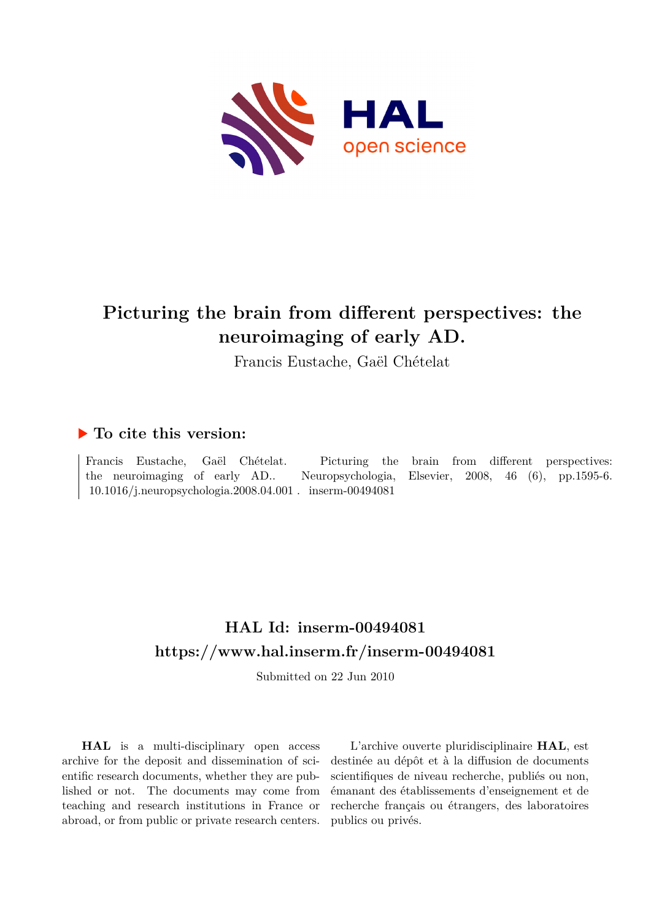# Picturing the brain from different perspectives: the neuroimaging of early AD.

Francis Eustache, Gaël Chételat

## To cite this version:

Francis Eustache, Gaël Chételat. Picturing the brain from different perspectives: the neuroimaging of early AD.. Neuropsychologia, Elsevier, 2008, 46 (6), pp.1595-6. 10.1016/j.neuropsychologia.2008.04.001 . inserm-00494081

## HAL Id: inserm-00494081
## https://www.hal.inserm.fr/inserm-00494081

Submitted on 22 Jun 2010

**HAL** is a multi-disciplinary open access archive for the deposit and dissemination of scientific research documents, whether they are published or not. The documents may come from teaching and research institutions in France or abroad, or from public or private research centers.

L'archive ouverte pluridisciplinaire **HAL**, est destinée au dépôt et à la diffusion de documents scientifiques de niveau recherche, publiés ou non, émanant des établissements d'enseignement et de recherche français ou étrangers, des laboratoires publics ou privés.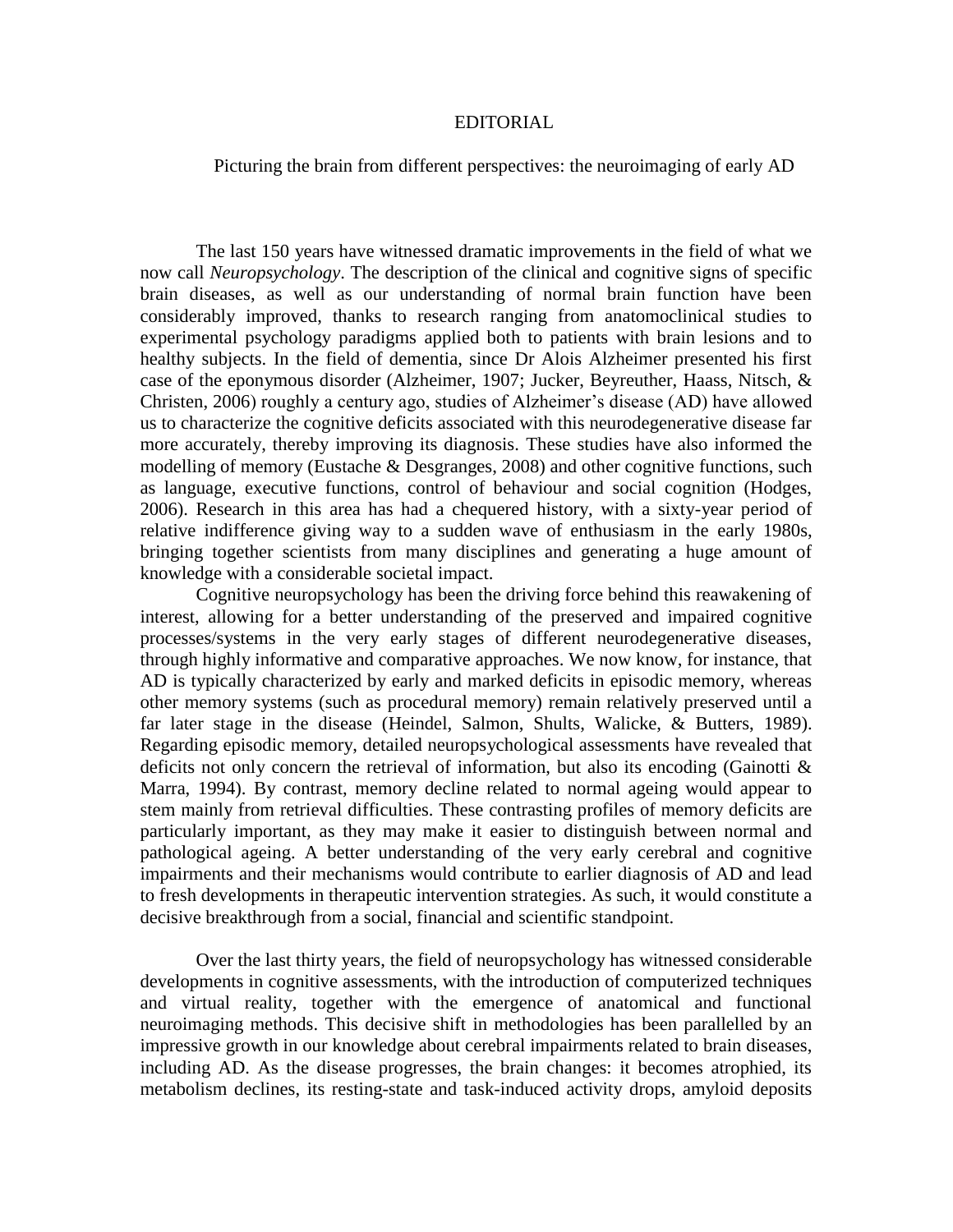# EDITORIAL

## Picturing the brain from different perspectives: the neuroimaging of early AD

The last 150 years have witnessed dramatic improvements in the field of what we now call *Neuropsychology*. The description of the clinical and cognitive signs of specific brain diseases, as well as our understanding of normal brain function have been considerably improved, thanks to research ranging from anatomoclinical studies to experimental psychology paradigms applied both to patients with brain lesions and to healthy subjects. In the field of dementia, since Dr Alois Alzheimer presented his first case of the eponymous disorder (Alzheimer, 1907; Jucker, Beyreuther, Haass, Nitsch, & Christen, 2006) roughly a century ago, studies of Alzheimer's disease (AD) have allowed us to characterize the cognitive deficits associated with this neurodegenerative disease far more accurately, thereby improving its diagnosis. These studies have also informed the modelling of memory (Eustache & Desgranges, 2008) and other cognitive functions, such as language, executive functions, control of behaviour and social cognition (Hodges, 2006). Research in this area has had a chequered history, with a sixty-year period of relative indifference giving way to a sudden wave of enthusiasm in the early 1980s, bringing together scientists from many disciplines and generating a huge amount of knowledge with a considerable societal impact.

Cognitive neuropsychology has been the driving force behind this reawakening of interest, allowing for a better understanding of the preserved and impaired cognitive processes/systems in the very early stages of different neurodegenerative diseases, through highly informative and comparative approaches. We now know, for instance, that AD is typically characterized by early and marked deficits in episodic memory, whereas other memory systems (such as procedural memory) remain relatively preserved until a far later stage in the disease (Heindel, Salmon, Shults, Walicke, & Butters, 1989). Regarding episodic memory, detailed neuropsychological assessments have revealed that deficits not only concern the retrieval of information, but also its encoding (Gainotti & Marra, 1994). By contrast, memory decline related to normal ageing would appear to stem mainly from retrieval difficulties. These contrasting profiles of memory deficits are particularly important, as they may make it easier to distinguish between normal and pathological ageing. A better understanding of the very early cerebral and cognitive impairments and their mechanisms would contribute to earlier diagnosis of AD and lead to fresh developments in therapeutic intervention strategies. As such, it would constitute a decisive breakthrough from a social, financial and scientific standpoint.

Over the last thirty years, the field of neuropsychology has witnessed considerable developments in cognitive assessments, with the introduction of computerized techniques and virtual reality, together with the emergence of anatomical and functional neuroimaging methods. This decisive shift in methodologies has been parallelled by an impressive growth in our knowledge about cerebral impairments related to brain diseases, including AD. As the disease progresses, the brain changes: it becomes atrophied, its metabolism declines, its resting-state and task-induced activity drops, amyloid deposits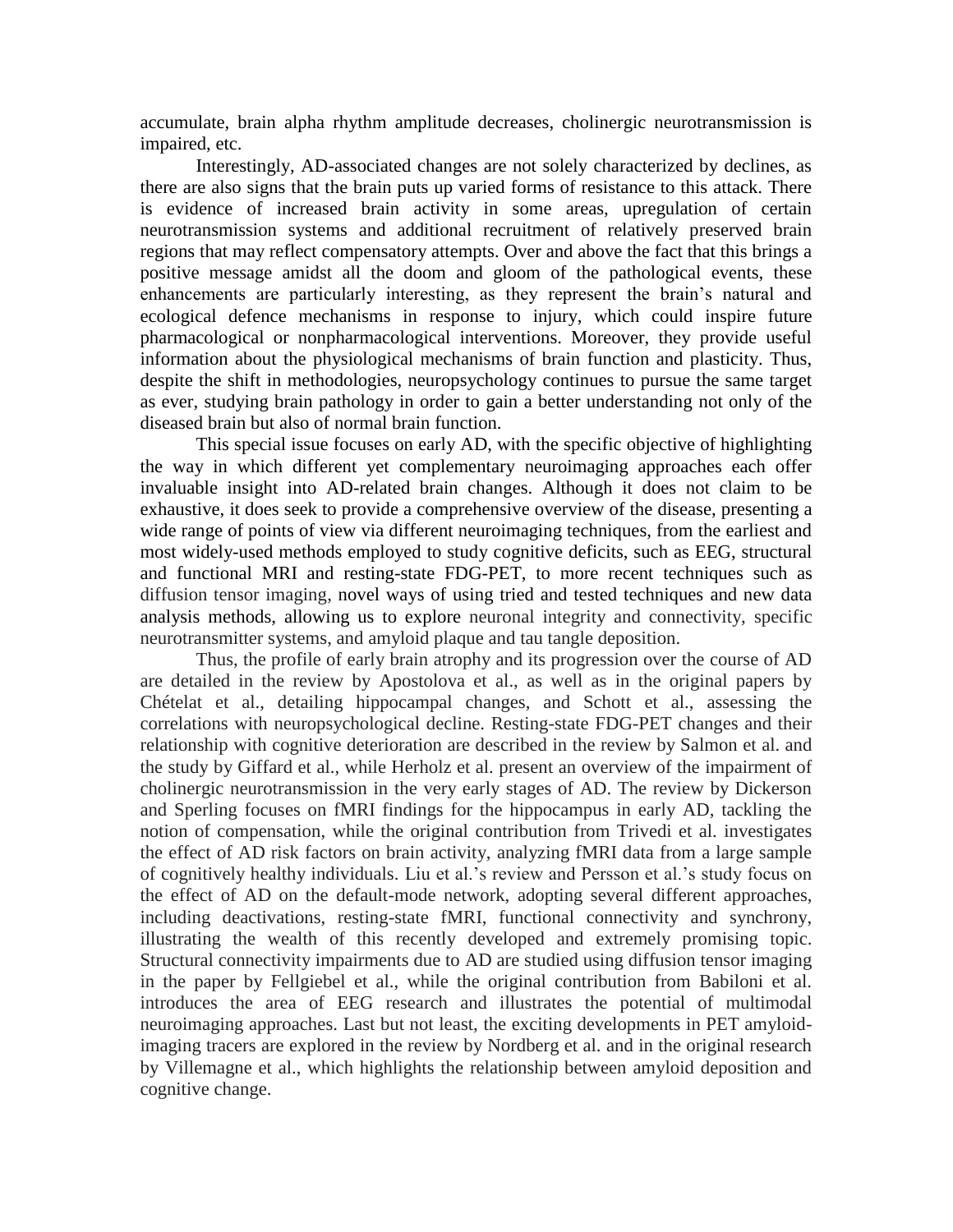accumulate, brain alpha rhythm amplitude decreases, cholinergic neurotransmission is impaired, etc.

Interestingly, AD-associated changes are not solely characterized by declines, as there are also signs that the brain puts up varied forms of resistance to this attack. There is evidence of increased brain activity in some areas, upregulation of certain neurotransmission systems and additional recruitment of relatively preserved brain regions that may reflect compensatory attempts. Over and above the fact that this brings a positive message amidst all the doom and gloom of the pathological events, these enhancements are particularly interesting, as they represent the brain's natural and ecological defence mechanisms in response to injury, which could inspire future pharmacological or nonpharmacological interventions. Moreover, they provide useful information about the physiological mechanisms of brain function and plasticity. Thus, despite the shift in methodologies, neuropsychology continues to pursue the same target as ever, studying brain pathology in order to gain a better understanding not only of the diseased brain but also of normal brain function.

This special issue focuses on early AD, with the specific objective of highlighting the way in which different yet complementary neuroimaging approaches each offer invaluable insight into AD-related brain changes. Although it does not claim to be exhaustive, it does seek to provide a comprehensive overview of the disease, presenting a wide range of points of view via different neuroimaging techniques, from the earliest and most widely-used methods employed to study cognitive deficits, such as EEG, structural and functional MRI and resting-state FDG-PET, to more recent techniques such as diffusion tensor imaging, novel ways of using tried and tested techniques and new data analysis methods, allowing us to explore neuronal integrity and connectivity, specific neurotransmitter systems, and amyloid plaque and tau tangle deposition.

Thus, the profile of early brain atrophy and its progression over the course of AD are detailed in the review by Apostolova et al., as well as in the original papers by Chételat et al., detailing hippocampal changes, and Schott et al., assessing the correlations with neuropsychological decline. Resting-state FDG-PET changes and their relationship with cognitive deterioration are described in the review by Salmon et al. and the study by Giffard et al., while Herholz et al. present an overview of the impairment of cholinergic neurotransmission in the very early stages of AD. The review by Dickerson and Sperling focuses on fMRI findings for the hippocampus in early AD, tackling the notion of compensation, while the original contribution from Trivedi et al. investigates the effect of AD risk factors on brain activity, analyzing fMRI data from a large sample of cognitively healthy individuals. Liu et al.'s review and Persson et al.'s study focus on the effect of AD on the default-mode network, adopting several different approaches, including deactivations, resting-state fMRI, functional connectivity and synchrony, illustrating the wealth of this recently developed and extremely promising topic. Structural connectivity impairments due to AD are studied using diffusion tensor imaging in the paper by Fellgiebel et al., while the original contribution from Babiloni et al. introduces the area of EEG research and illustrates the potential of multimodal neuroimaging approaches. Last but not least, the exciting developments in PET amyloid-imaging tracers are explored in the review by Nordberg et al. and in the original research by Villemagne et al., which highlights the relationship between amyloid deposition and cognitive change.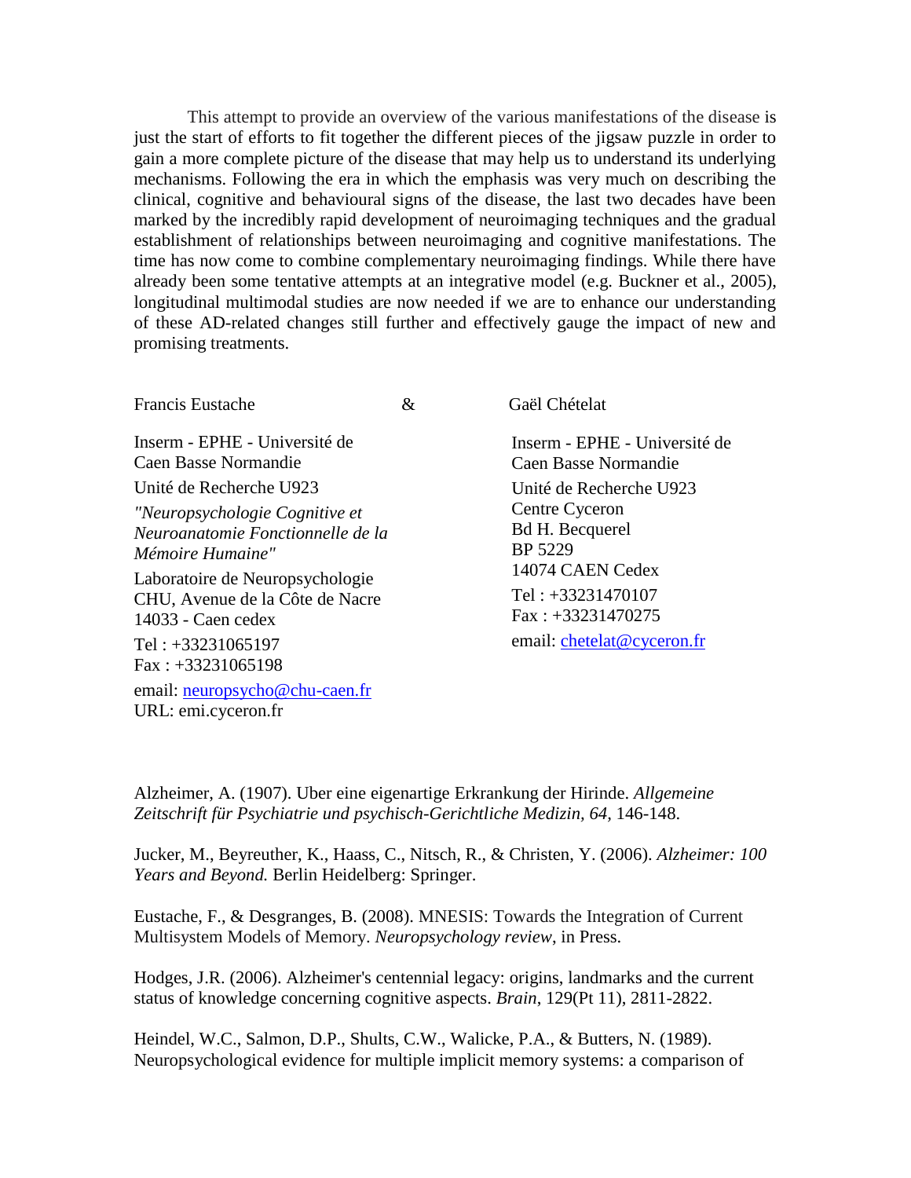This attempt to provide an overview of the various manifestations of the disease is just the start of efforts to fit together the different pieces of the jigsaw puzzle in order to gain a more complete picture of the disease that may help us to understand its underlying mechanisms. Following the era in which the emphasis was very much on describing the clinical, cognitive and behavioural signs of the disease, the last two decades have been marked by the incredibly rapid development of neuroimaging techniques and the gradual establishment of relationships between neuroimaging and cognitive manifestations. The time has now come to combine complementary neuroimaging findings. While there have already been some tentative attempts at an integrative model (e.g. Buckner et al., 2005), longitudinal multimodal studies are now needed if we are to enhance our understanding of these AD-related changes still further and effectively gauge the impact of new and promising treatments.

Francis Eustache & Gaël Chételat

Francis Eustache
Inserm - EPHE - Université de Caen Basse Normandie
Unité de Recherche U923
*"Neuropsychologie Cognitive et Neuroanatomie Fonctionnelle de la Mémoire Humaine"*
Laboratoire de Neuropsychologie
CHU, Avenue de la Côte de Nacre
14033 - Caen cedex
Tel : +33231065197
Fax : +33231065198
email: neuropsycho@chu-caen.fr
URL: emi.cyceron.fr

Gaël Chételat
Inserm - EPHE - Université de Caen Basse Normandie
Unité de Recherche U923
Centre Cyceron
Bd H. Becquerel
BP 5229
14074 CAEN Cedex
Tel : +33231470107
Fax : +33231470275
email: chetelat@cyceron.fr

Alzheimer, A. (1907). Uber eine eigenartige Erkrankung der Hirinde. *Allgemeine Zeitschrift für Psychiatrie und psychisch-Gerichtliche Medizin, 64,* 146-148.

Jucker, M., Beyreuther, K., Haass, C., Nitsch, R., & Christen, Y. (2006). *Alzheimer: 100 Years and Beyond.* Berlin Heidelberg: Springer.

Eustache, F., & Desgranges, B. (2008). MNESIS: Towards the Integration of Current Multisystem Models of Memory. *Neuropsychology review*, in Press.

Hodges, J.R. (2006). Alzheimer's centennial legacy: origins, landmarks and the current status of knowledge concerning cognitive aspects. *Brain*, 129(Pt 11), 2811-2822.

Heindel, W.C., Salmon, D.P., Shults, C.W., Walicke, P.A., & Butters, N. (1989). Neuropsychological evidence for multiple implicit memory systems: a comparison of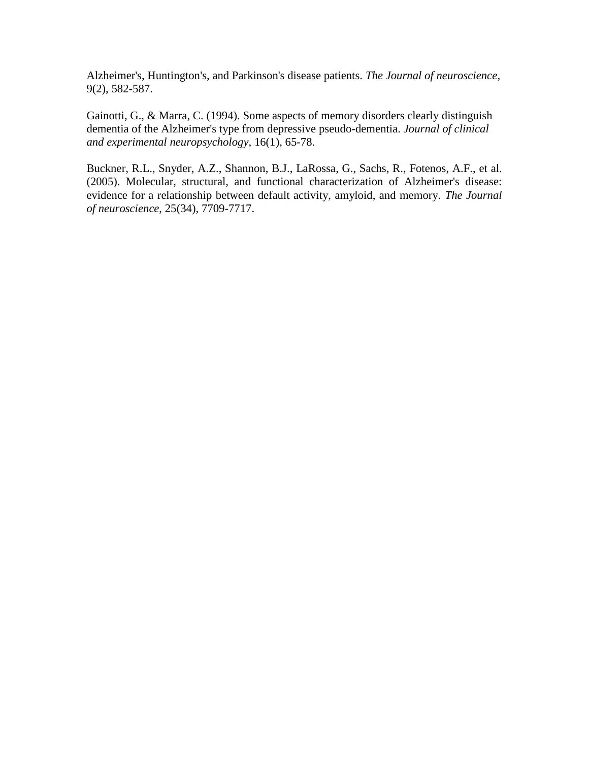Alzheimer's, Huntington's, and Parkinson's disease patients. *The Journal of neuroscience*, 9(2), 582-587.

Gainotti, G., & Marra, C. (1994). Some aspects of memory disorders clearly distinguish dementia of the Alzheimer's type from depressive pseudo-dementia. *Journal of clinical and experimental neuropsychology*, 16(1), 65-78.

Buckner, R.L., Snyder, A.Z., Shannon, B.J., LaRossa, G., Sachs, R., Fotenos, A.F., et al. (2005). Molecular, structural, and functional characterization of Alzheimer's disease: evidence for a relationship between default activity, amyloid, and memory. *The Journal of neuroscience*, 25(34), 7709-7717.